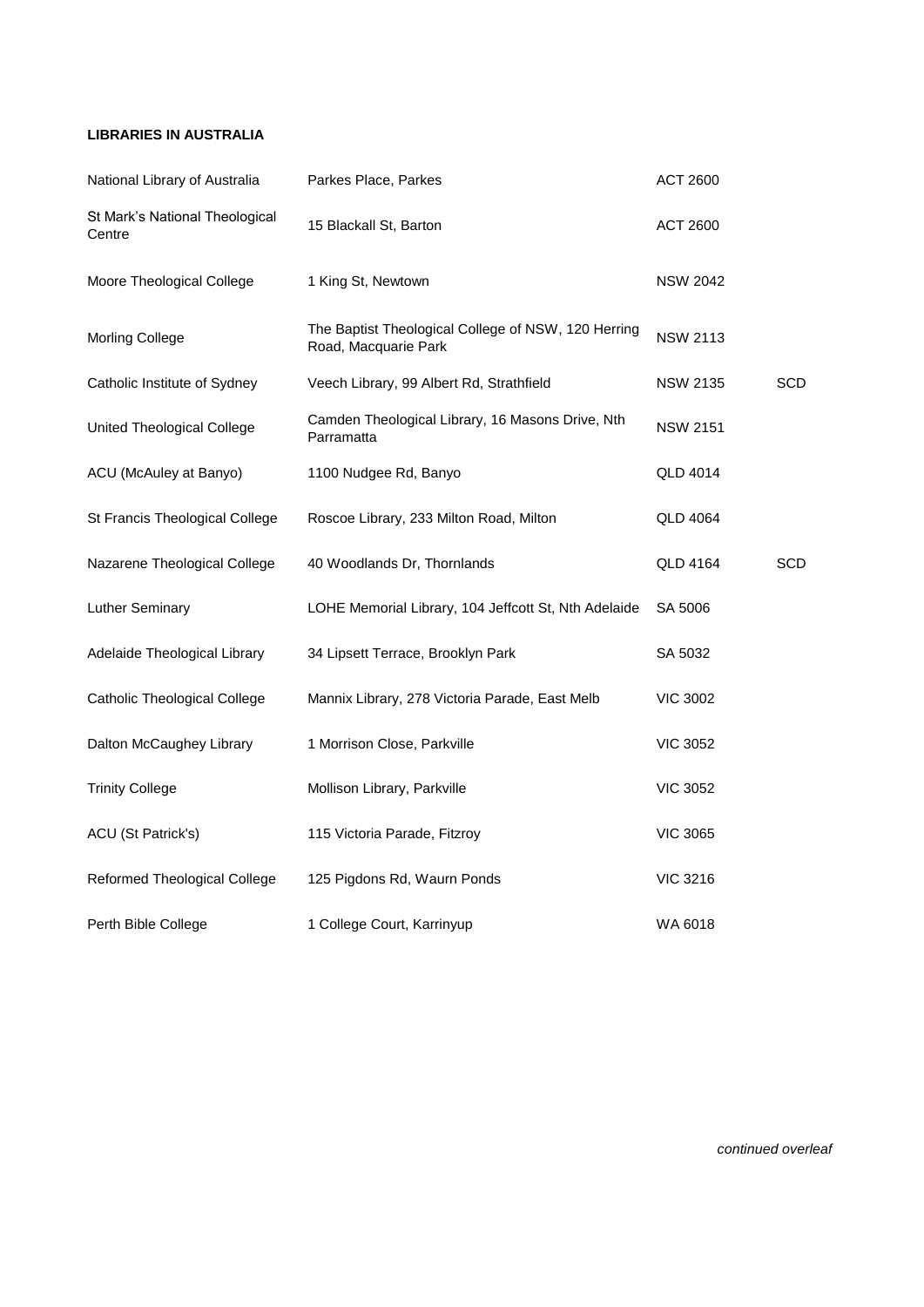**LIBRARIES IN AUSTRALIA**

| | | | |
|---|---|---|---|
| National Library of Australia | Parkes Place, Parkes | ACT 2600 | |
| St Mark's National Theological Centre | 15 Blackall St, Barton | ACT 2600 | |
| Moore Theological College | 1 King St, Newtown | NSW 2042 | |
| Morling College | The Baptist Theological College of NSW, 120 Herring Road, Macquarie Park | NSW 2113 | |
| Catholic Institute of Sydney | Veech Library, 99 Albert Rd, Strathfield | NSW 2135 | SCD |
| United Theological College | Camden Theological Library, 16 Masons Drive, Nth Parramatta | NSW 2151 | |
| ACU (McAuley at Banyo) | 1100 Nudgee Rd, Banyo | QLD 4014 | |
| St Francis Theological College | Roscoe Library, 233 Milton Road, Milton | QLD 4064 | |
| Nazarene Theological College | 40 Woodlands Dr, Thornlands | QLD 4164 | SCD |
| Luther Seminary | LOHE Memorial Library, 104 Jeffcott St, Nth Adelaide | SA 5006 | |
| Adelaide Theological Library | 34 Lipsett Terrace, Brooklyn Park | SA 5032 | |
| Catholic Theological College | Mannix Library, 278 Victoria Parade, East Melb | VIC 3002 | |
| Dalton McCaughey Library | 1 Morrison Close, Parkville | VIC 3052 | |
| Trinity College | Mollison Library, Parkville | VIC 3052 | |
| ACU (St Patrick's) | 115 Victoria Parade, Fitzroy | VIC 3065 | |
| Reformed Theological College | 125 Pigdons Rd, Waurn Ponds | VIC 3216 | |
| Perth Bible College | 1 College Court, Karrinyup | WA 6018 | |

*continued overleaf*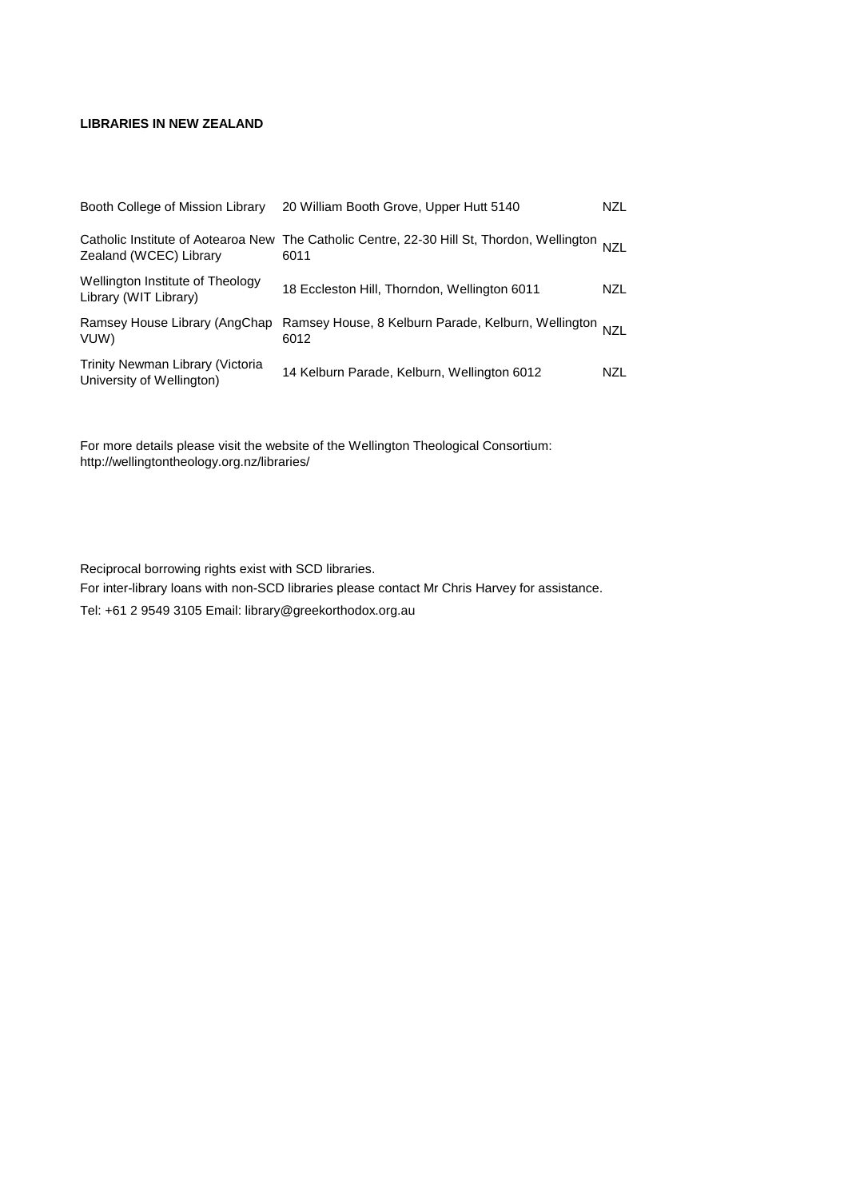**LIBRARIES IN NEW ZEALAND**

| | | |
|---|---|---|
| Booth College of Mission Library | 20 William Booth Grove, Upper Hutt 5140 | NZL |
| Catholic Institute of Aotearoa New Zealand (WCEC) Library | The Catholic Centre, 22-30 Hill St, Thordon, Wellington 6011 | NZL |
| Wellington Institute of Theology Library (WIT Library) | 18 Eccleston Hill, Thorndon, Wellington 6011 | NZL |
| Ramsey House Library (AngChap VUW) | Ramsey House, 8 Kelburn Parade, Kelburn, Wellington 6012 | NZL |
| Trinity Newman Library (Victoria University of Wellington) | 14 Kelburn Parade, Kelburn, Wellington 6012 | NZL |

For more details please visit the website of the Wellington Theological Consortium:
http://wellingtontheology.org.nz/libraries/

Reciprocal borrowing rights exist with SCD libraries.

For inter-library loans with non-SCD libraries please contact Mr Chris Harvey for assistance.

Tel: +61 2 9549 3105 Email: library@greekorthodox.org.au